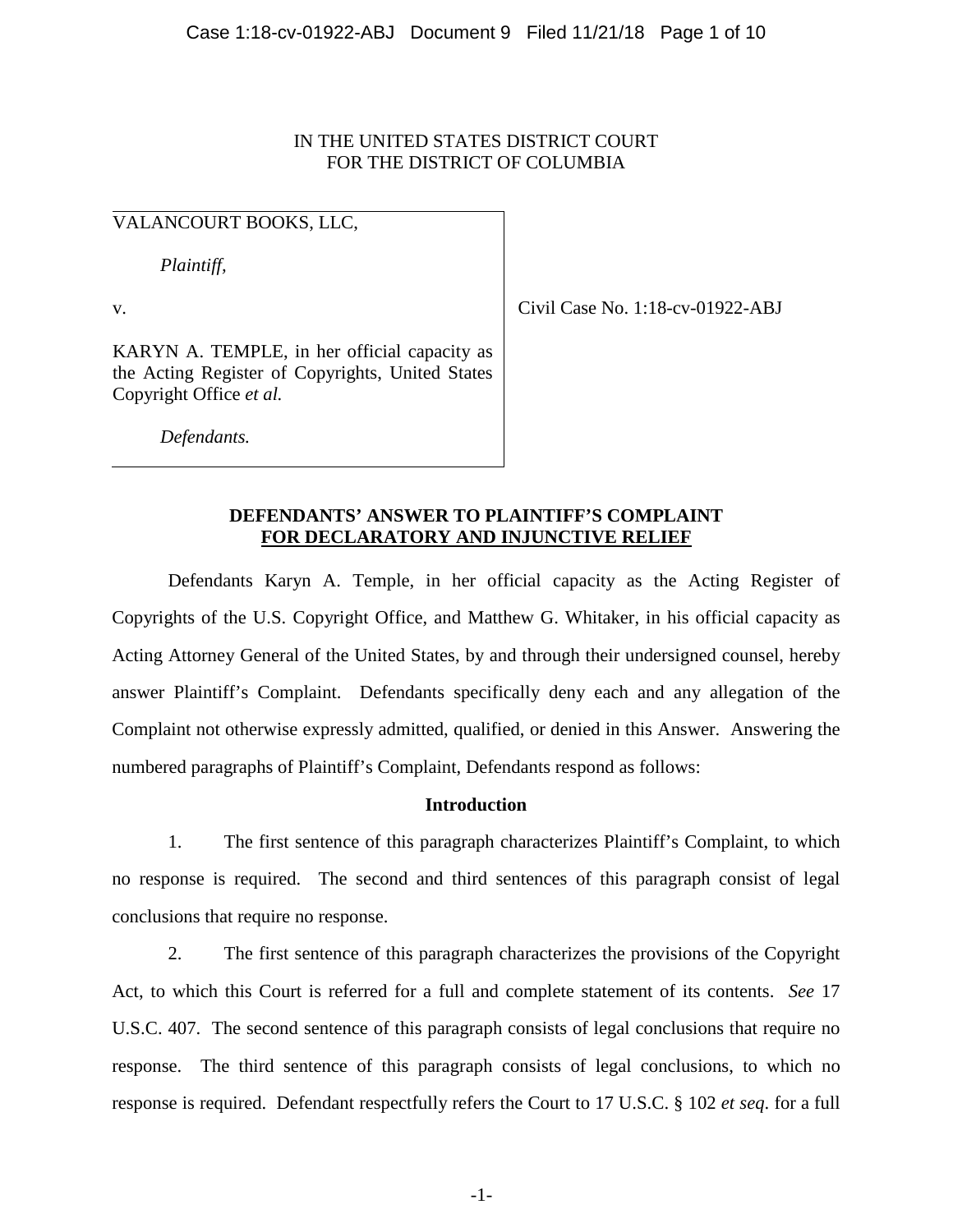IN THE UNITED STATES DISTRICT COURT
FOR THE DISTRICT OF COLUMBIA

VALANCOURT BOOKS, LLC,

*Plaintiff*,

v.

KARYN A. TEMPLE, in her official capacity as the Acting Register of Copyrights, United States Copyright Office *et al.*

*Defendants.*

Civil Case No. 1:18-cv-01922-ABJ

**DEFENDANTS' ANSWER TO PLAINTIFF'S COMPLAINT FOR DECLARATORY AND INJUNCTIVE RELIEF**

Defendants Karyn A. Temple, in her official capacity as the Acting Register of Copyrights of the U.S. Copyright Office, and Matthew G. Whitaker, in his official capacity as Acting Attorney General of the United States, by and through their undersigned counsel, hereby answer Plaintiff's Complaint. Defendants specifically deny each and any allegation of the Complaint not otherwise expressly admitted, qualified, or denied in this Answer. Answering the numbered paragraphs of Plaintiff's Complaint, Defendants respond as follows:

**Introduction**

1. The first sentence of this paragraph characterizes Plaintiff's Complaint, to which no response is required. The second and third sentences of this paragraph consist of legal conclusions that require no response.

2. The first sentence of this paragraph characterizes the provisions of the Copyright Act, to which this Court is referred for a full and complete statement of its contents. *See* 17 U.S.C. 407. The second sentence of this paragraph consists of legal conclusions that require no response. The third sentence of this paragraph consists of legal conclusions, to which no response is required. Defendant respectfully refers the Court to 17 U.S.C. § 102 *et seq*. for a full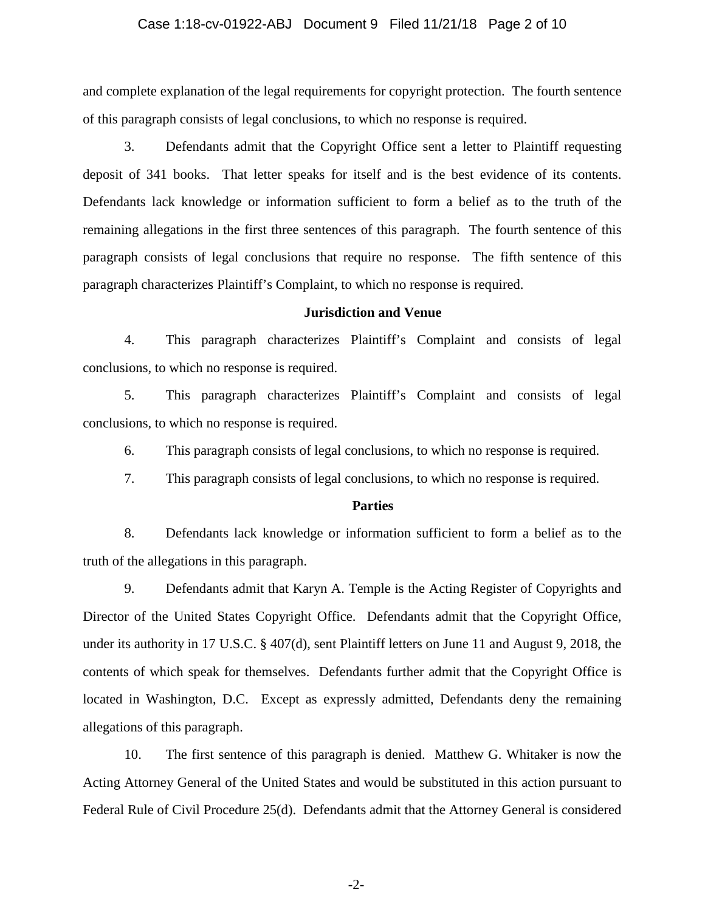and complete explanation of the legal requirements for copyright protection. The fourth sentence of this paragraph consists of legal conclusions, to which no response is required.

3. Defendants admit that the Copyright Office sent a letter to Plaintiff requesting deposit of 341 books. That letter speaks for itself and is the best evidence of its contents. Defendants lack knowledge or information sufficient to form a belief as to the truth of the remaining allegations in the first three sentences of this paragraph. The fourth sentence of this paragraph consists of legal conclusions that require no response. The fifth sentence of this paragraph characterizes Plaintiff's Complaint, to which no response is required.

**Jurisdiction and Venue**

4. This paragraph characterizes Plaintiff's Complaint and consists of legal conclusions, to which no response is required.

5. This paragraph characterizes Plaintiff's Complaint and consists of legal conclusions, to which no response is required.

6. This paragraph consists of legal conclusions, to which no response is required.

7. This paragraph consists of legal conclusions, to which no response is required.

**Parties**

8. Defendants lack knowledge or information sufficient to form a belief as to the truth of the allegations in this paragraph.

9. Defendants admit that Karyn A. Temple is the Acting Register of Copyrights and Director of the United States Copyright Office. Defendants admit that the Copyright Office, under its authority in 17 U.S.C. § 407(d), sent Plaintiff letters on June 11 and August 9, 2018, the contents of which speak for themselves. Defendants further admit that the Copyright Office is located in Washington, D.C. Except as expressly admitted, Defendants deny the remaining allegations of this paragraph.

10. The first sentence of this paragraph is denied. Matthew G. Whitaker is now the Acting Attorney General of the United States and would be substituted in this action pursuant to Federal Rule of Civil Procedure 25(d). Defendants admit that the Attorney General is considered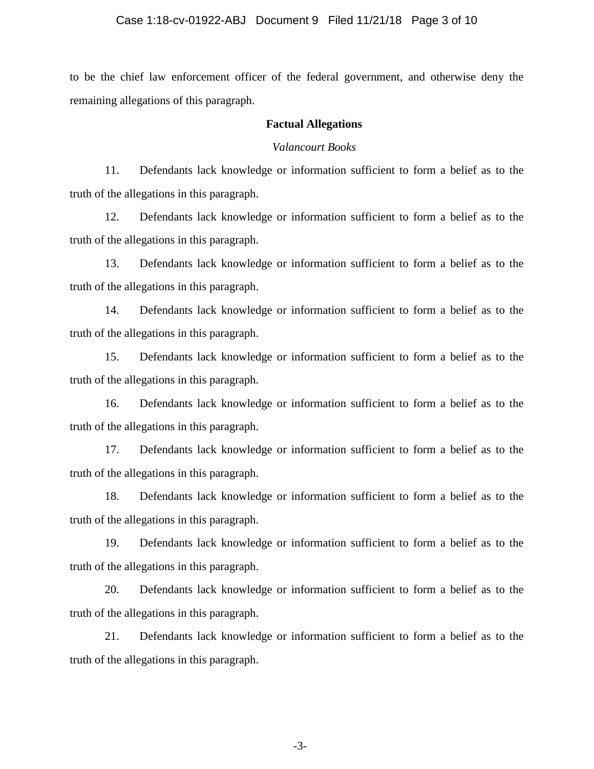to be the chief law enforcement officer of the federal government, and otherwise deny the remaining allegations of this paragraph.

## Factual Allegations

### *Valancourt Books*

11. Defendants lack knowledge or information sufficient to form a belief as to the truth of the allegations in this paragraph.

12. Defendants lack knowledge or information sufficient to form a belief as to the truth of the allegations in this paragraph.

13. Defendants lack knowledge or information sufficient to form a belief as to the truth of the allegations in this paragraph.

14. Defendants lack knowledge or information sufficient to form a belief as to the truth of the allegations in this paragraph.

15. Defendants lack knowledge or information sufficient to form a belief as to the truth of the allegations in this paragraph.

16. Defendants lack knowledge or information sufficient to form a belief as to the truth of the allegations in this paragraph.

17. Defendants lack knowledge or information sufficient to form a belief as to the truth of the allegations in this paragraph.

18. Defendants lack knowledge or information sufficient to form a belief as to the truth of the allegations in this paragraph.

19. Defendants lack knowledge or information sufficient to form a belief as to the truth of the allegations in this paragraph.

20. Defendants lack knowledge or information sufficient to form a belief as to the truth of the allegations in this paragraph.

21. Defendants lack knowledge or information sufficient to form a belief as to the truth of the allegations in this paragraph.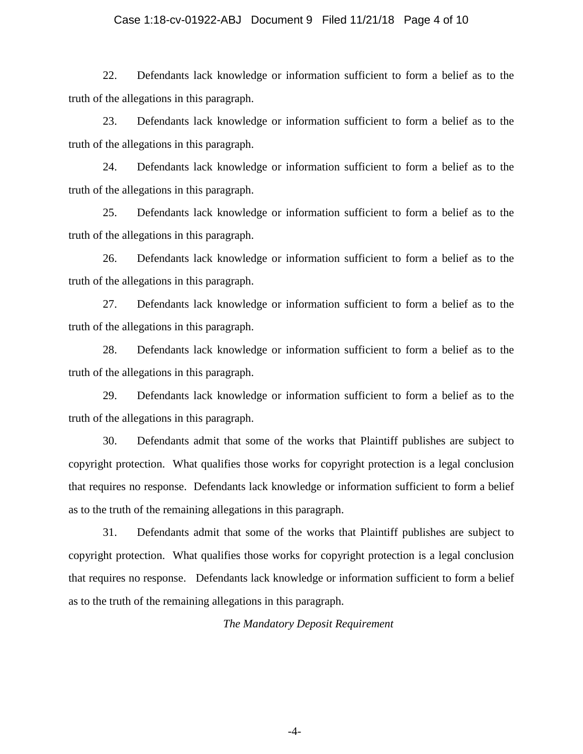22. Defendants lack knowledge or information sufficient to form a belief as to the truth of the allegations in this paragraph.

23. Defendants lack knowledge or information sufficient to form a belief as to the truth of the allegations in this paragraph.

24. Defendants lack knowledge or information sufficient to form a belief as to the truth of the allegations in this paragraph.

25. Defendants lack knowledge or information sufficient to form a belief as to the truth of the allegations in this paragraph.

26. Defendants lack knowledge or information sufficient to form a belief as to the truth of the allegations in this paragraph.

27. Defendants lack knowledge or information sufficient to form a belief as to the truth of the allegations in this paragraph.

28. Defendants lack knowledge or information sufficient to form a belief as to the truth of the allegations in this paragraph.

29. Defendants lack knowledge or information sufficient to form a belief as to the truth of the allegations in this paragraph.

30. Defendants admit that some of the works that Plaintiff publishes are subject to copyright protection. What qualifies those works for copyright protection is a legal conclusion that requires no response. Defendants lack knowledge or information sufficient to form a belief as to the truth of the remaining allegations in this paragraph.

31. Defendants admit that some of the works that Plaintiff publishes are subject to copyright protection. What qualifies those works for copyright protection is a legal conclusion that requires no response. Defendants lack knowledge or information sufficient to form a belief as to the truth of the remaining allegations in this paragraph.

*The Mandatory Deposit Requirement*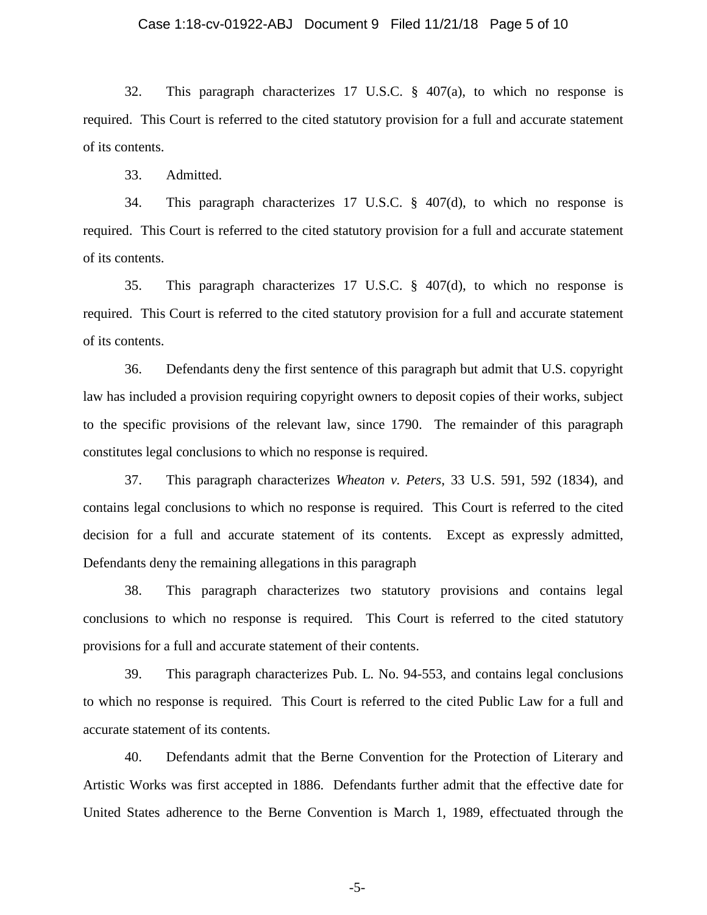32. This paragraph characterizes 17 U.S.C. § 407(a), to which no response is required. This Court is referred to the cited statutory provision for a full and accurate statement of its contents.

33. Admitted.

34. This paragraph characterizes 17 U.S.C. § 407(d), to which no response is required. This Court is referred to the cited statutory provision for a full and accurate statement of its contents.

35. This paragraph characterizes 17 U.S.C. § 407(d), to which no response is required. This Court is referred to the cited statutory provision for a full and accurate statement of its contents.

36. Defendants deny the first sentence of this paragraph but admit that U.S. copyright law has included a provision requiring copyright owners to deposit copies of their works, subject to the specific provisions of the relevant law, since 1790. The remainder of this paragraph constitutes legal conclusions to which no response is required.

37. This paragraph characterizes *Wheaton v. Peters*, 33 U.S. 591, 592 (1834), and contains legal conclusions to which no response is required. This Court is referred to the cited decision for a full and accurate statement of its contents. Except as expressly admitted, Defendants deny the remaining allegations in this paragraph

38. This paragraph characterizes two statutory provisions and contains legal conclusions to which no response is required. This Court is referred to the cited statutory provisions for a full and accurate statement of their contents.

39. This paragraph characterizes Pub. L. No. 94-553, and contains legal conclusions to which no response is required. This Court is referred to the cited Public Law for a full and accurate statement of its contents.

40. Defendants admit that the Berne Convention for the Protection of Literary and Artistic Works was first accepted in 1886. Defendants further admit that the effective date for United States adherence to the Berne Convention is March 1, 1989, effectuated through the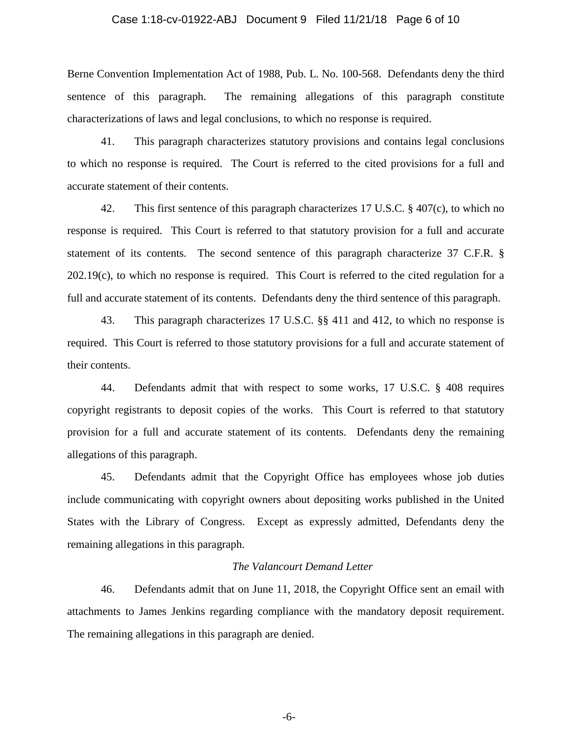Berne Convention Implementation Act of 1988, Pub. L. No. 100-568. Defendants deny the third sentence of this paragraph. The remaining allegations of this paragraph constitute characterizations of laws and legal conclusions, to which no response is required.

41. This paragraph characterizes statutory provisions and contains legal conclusions to which no response is required. The Court is referred to the cited provisions for a full and accurate statement of their contents.

42. This first sentence of this paragraph characterizes 17 U.S.C. § 407(c), to which no response is required. This Court is referred to that statutory provision for a full and accurate statement of its contents. The second sentence of this paragraph characterize 37 C.F.R. § 202.19(c), to which no response is required. This Court is referred to the cited regulation for a full and accurate statement of its contents. Defendants deny the third sentence of this paragraph.

43. This paragraph characterizes 17 U.S.C. §§ 411 and 412, to which no response is required. This Court is referred to those statutory provisions for a full and accurate statement of their contents.

44. Defendants admit that with respect to some works, 17 U.S.C. § 408 requires copyright registrants to deposit copies of the works. This Court is referred to that statutory provision for a full and accurate statement of its contents. Defendants deny the remaining allegations of this paragraph.

45. Defendants admit that the Copyright Office has employees whose job duties include communicating with copyright owners about depositing works published in the United States with the Library of Congress. Except as expressly admitted, Defendants deny the remaining allegations in this paragraph.

*The Valancourt Demand Letter*

46. Defendants admit that on June 11, 2018, the Copyright Office sent an email with attachments to James Jenkins regarding compliance with the mandatory deposit requirement. The remaining allegations in this paragraph are denied.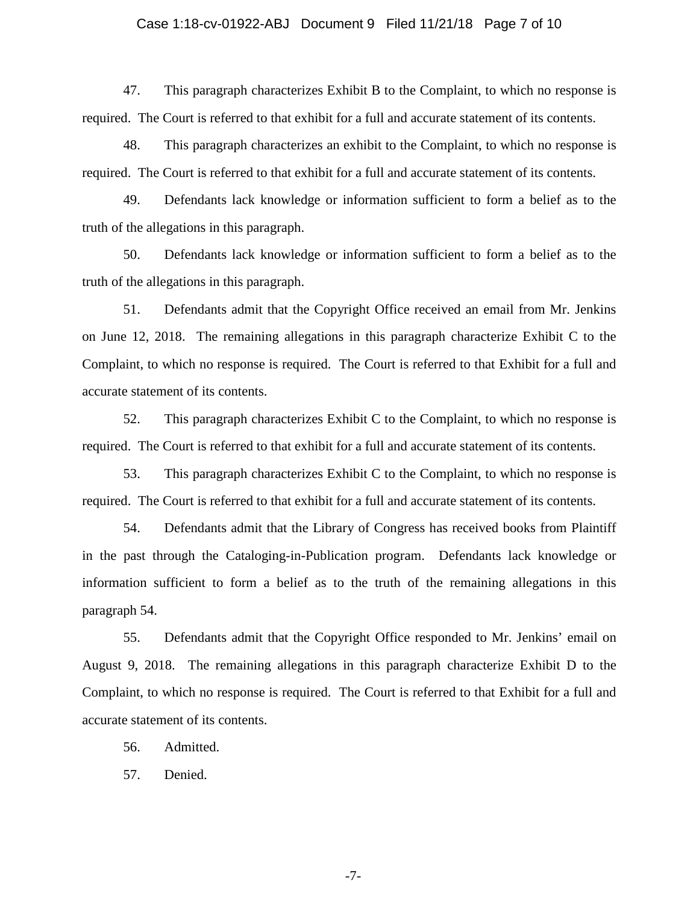47. This paragraph characterizes Exhibit B to the Complaint, to which no response is required. The Court is referred to that exhibit for a full and accurate statement of its contents.

48. This paragraph characterizes an exhibit to the Complaint, to which no response is required. The Court is referred to that exhibit for a full and accurate statement of its contents.

49. Defendants lack knowledge or information sufficient to form a belief as to the truth of the allegations in this paragraph.

50. Defendants lack knowledge or information sufficient to form a belief as to the truth of the allegations in this paragraph.

51. Defendants admit that the Copyright Office received an email from Mr. Jenkins on June 12, 2018. The remaining allegations in this paragraph characterize Exhibit C to the Complaint, to which no response is required. The Court is referred to that Exhibit for a full and accurate statement of its contents.

52. This paragraph characterizes Exhibit C to the Complaint, to which no response is required. The Court is referred to that exhibit for a full and accurate statement of its contents.

53. This paragraph characterizes Exhibit C to the Complaint, to which no response is required. The Court is referred to that exhibit for a full and accurate statement of its contents.

54. Defendants admit that the Library of Congress has received books from Plaintiff in the past through the Cataloging-in-Publication program. Defendants lack knowledge or information sufficient to form a belief as to the truth of the remaining allegations in this paragraph 54.

55. Defendants admit that the Copyright Office responded to Mr. Jenkins' email on August 9, 2018. The remaining allegations in this paragraph characterize Exhibit D to the Complaint, to which no response is required. The Court is referred to that Exhibit for a full and accurate statement of its contents.

56. Admitted.

57. Denied.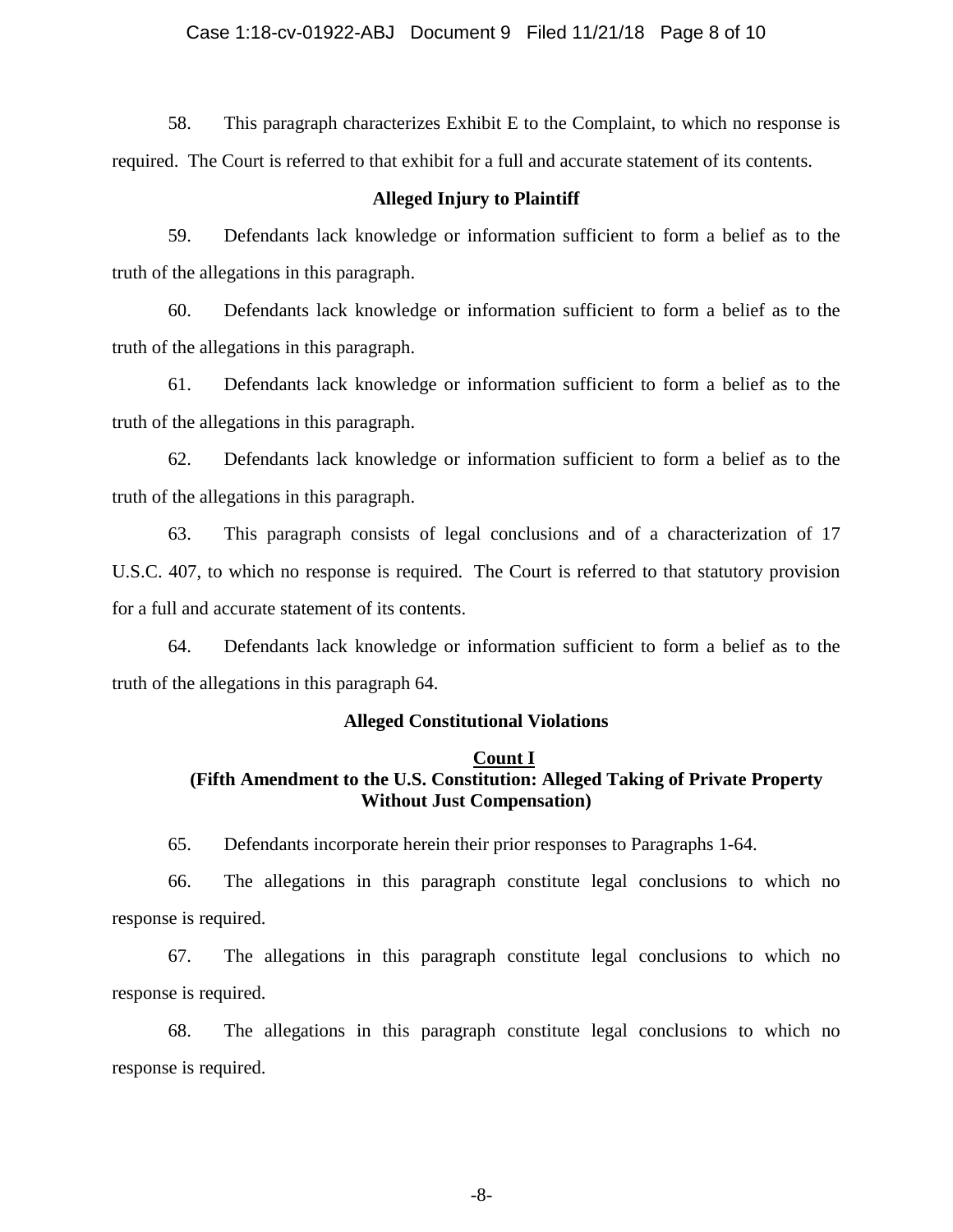58. This paragraph characterizes Exhibit E to the Complaint, to which no response is required. The Court is referred to that exhibit for a full and accurate statement of its contents.

**Alleged Injury to Plaintiff**

59. Defendants lack knowledge or information sufficient to form a belief as to the truth of the allegations in this paragraph.

60. Defendants lack knowledge or information sufficient to form a belief as to the truth of the allegations in this paragraph.

61. Defendants lack knowledge or information sufficient to form a belief as to the truth of the allegations in this paragraph.

62. Defendants lack knowledge or information sufficient to form a belief as to the truth of the allegations in this paragraph.

63. This paragraph consists of legal conclusions and of a characterization of 17 U.S.C. 407, to which no response is required. The Court is referred to that statutory provision for a full and accurate statement of its contents.

64. Defendants lack knowledge or information sufficient to form a belief as to the truth of the allegations in this paragraph 64.

**Alleged Constitutional Violations**

**Count I**
**(Fifth Amendment to the U.S. Constitution: Alleged Taking of Private Property Without Just Compensation)**

65. Defendants incorporate herein their prior responses to Paragraphs 1-64.

66. The allegations in this paragraph constitute legal conclusions to which no response is required.

67. The allegations in this paragraph constitute legal conclusions to which no response is required.

68. The allegations in this paragraph constitute legal conclusions to which no response is required.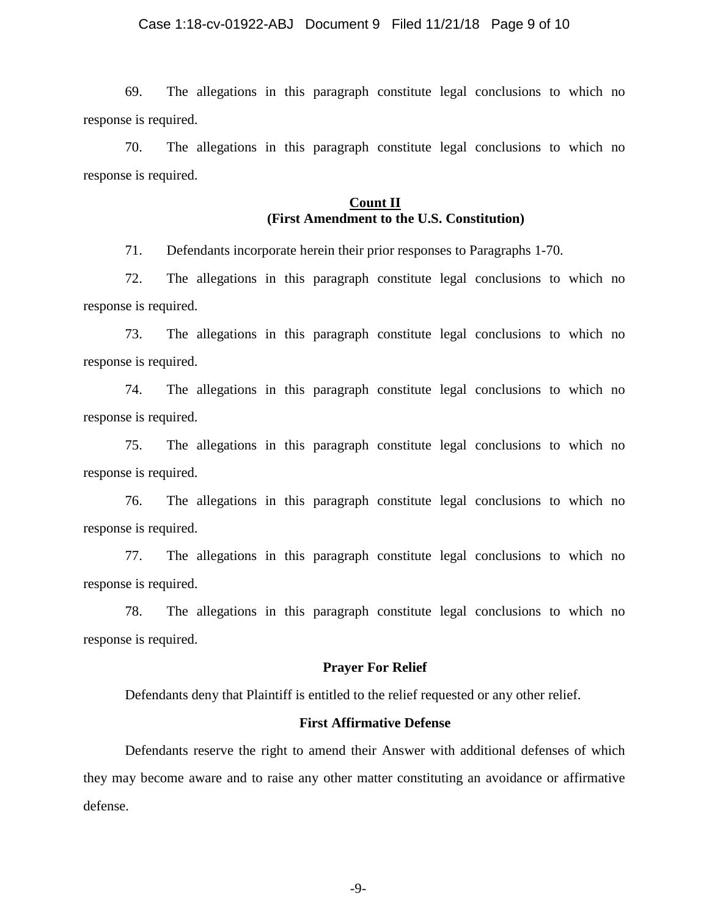69. The allegations in this paragraph constitute legal conclusions to which no response is required.

70. The allegations in this paragraph constitute legal conclusions to which no response is required.

**<u>Count II</u>**
**(First Amendment to the U.S. Constitution)**

71. Defendants incorporate herein their prior responses to Paragraphs 1-70.

72. The allegations in this paragraph constitute legal conclusions to which no response is required.

73. The allegations in this paragraph constitute legal conclusions to which no response is required.

74. The allegations in this paragraph constitute legal conclusions to which no response is required.

75. The allegations in this paragraph constitute legal conclusions to which no response is required.

76. The allegations in this paragraph constitute legal conclusions to which no response is required.

77. The allegations in this paragraph constitute legal conclusions to which no response is required.

78. The allegations in this paragraph constitute legal conclusions to which no response is required.

**Prayer For Relief**

Defendants deny that Plaintiff is entitled to the relief requested or any other relief.

**First Affirmative Defense**

Defendants reserve the right to amend their Answer with additional defenses of which they may become aware and to raise any other matter constituting an avoidance or affirmative defense.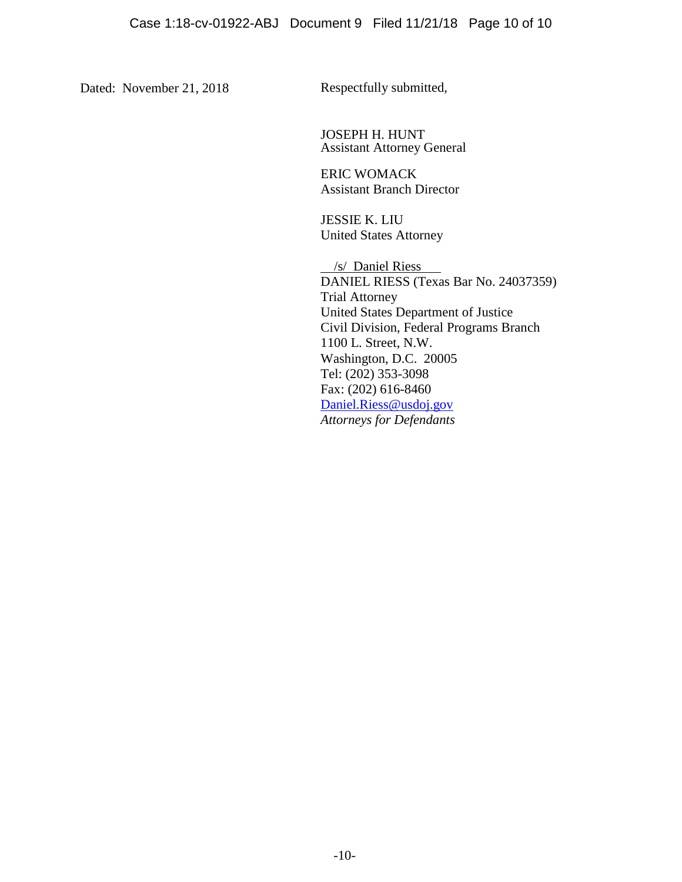Dated: November 21, 2018

Respectfully submitted,

JOSEPH H. HUNT
Assistant Attorney General

ERIC WOMACK
Assistant Branch Director

JESSIE K. LIU
United States Attorney

/s/ Daniel Riess
DANIEL RIESS (Texas Bar No. 24037359)
Trial Attorney
United States Department of Justice
Civil Division, Federal Programs Branch
1100 L. Street, N.W.
Washington, D.C. 20005
Tel: (202) 353-3098
Fax: (202) 616-8460
Daniel.Riess@usdoj.gov
*Attorneys for Defendants*